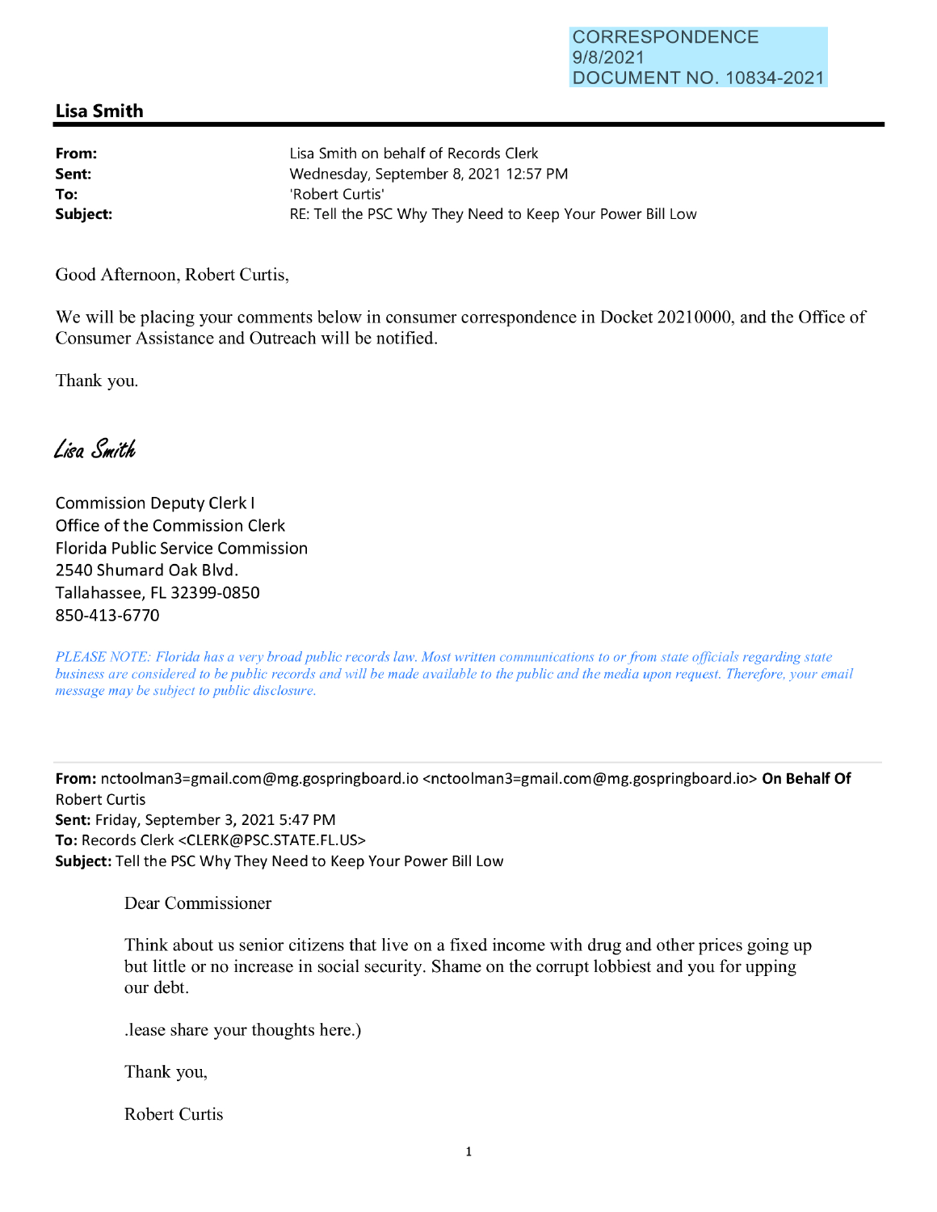CORRESPONDENCE
9/8/2021
DOCUMENT NO. 10834-2021

## Lisa Smith

| | |
|---|---|
| **From:** | Lisa Smith on behalf of Records Clerk |
| **Sent:** | Wednesday, September 8, 2021 12:57 PM |
| **To:** | 'Robert Curtis' |
| **Subject:** | RE: Tell the PSC Why They Need to Keep Your Power Bill Low |

Good Afternoon, Robert Curtis,

We will be placing your comments below in consumer correspondence in Docket 20210000, and the Office of Consumer Assistance and Outreach will be notified.

Thank you.

*Lisa Smith*

Commission Deputy Clerk I
Office of the Commission Clerk
Florida Public Service Commission
2540 Shumard Oak Blvd.
Tallahassee, FL 32399-0850
850-413-6770

*PLEASE NOTE: Florida has a very broad public records law. Most written communications to or from state officials regarding state business are considered to be public records and will be made available to the public and the media upon request. Therefore, your email message may be subject to public disclosure.*

---

**From:** nctoolman3=gmail.com@mg.gospringboard.io <nctoolman3=gmail.com@mg.gospringboard.io> **On Behalf Of** Robert Curtis
**Sent:** Friday, September 3, 2021 5:47 PM
**To:** Records Clerk <CLERK@PSC.STATE.FL.US>
**Subject:** Tell the PSC Why They Need to Keep Your Power Bill Low

Dear Commissioner

Think about us senior citizens that live on a fixed income with drug and other prices going up but little or no increase in social security. Shame on the corrupt lobbiest and you for upping our debt.

.lease share your thoughts here.)

Thank you,

Robert Curtis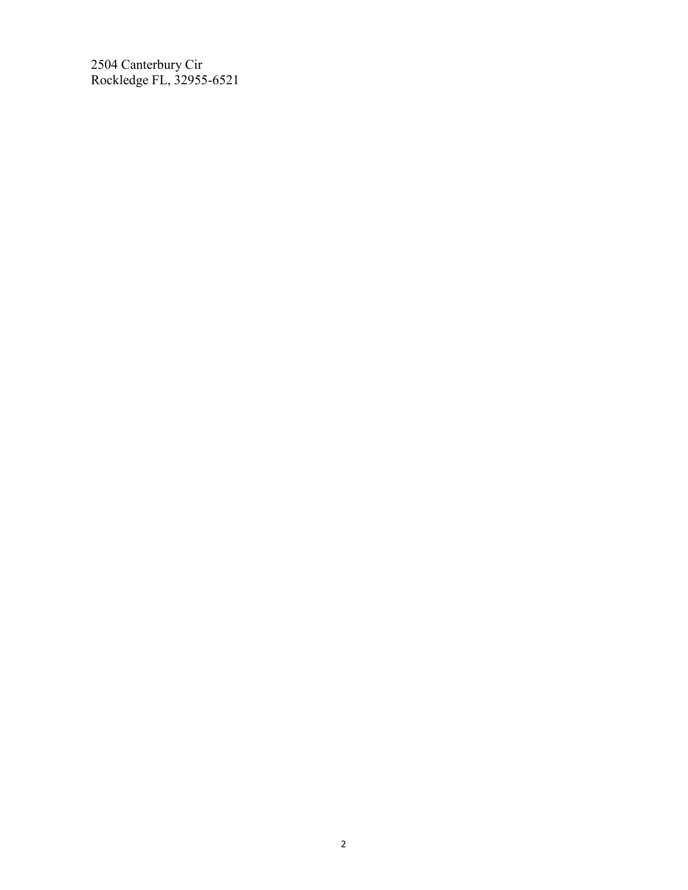2504 Canterbury Cir
Rockledge FL, 32955-6521